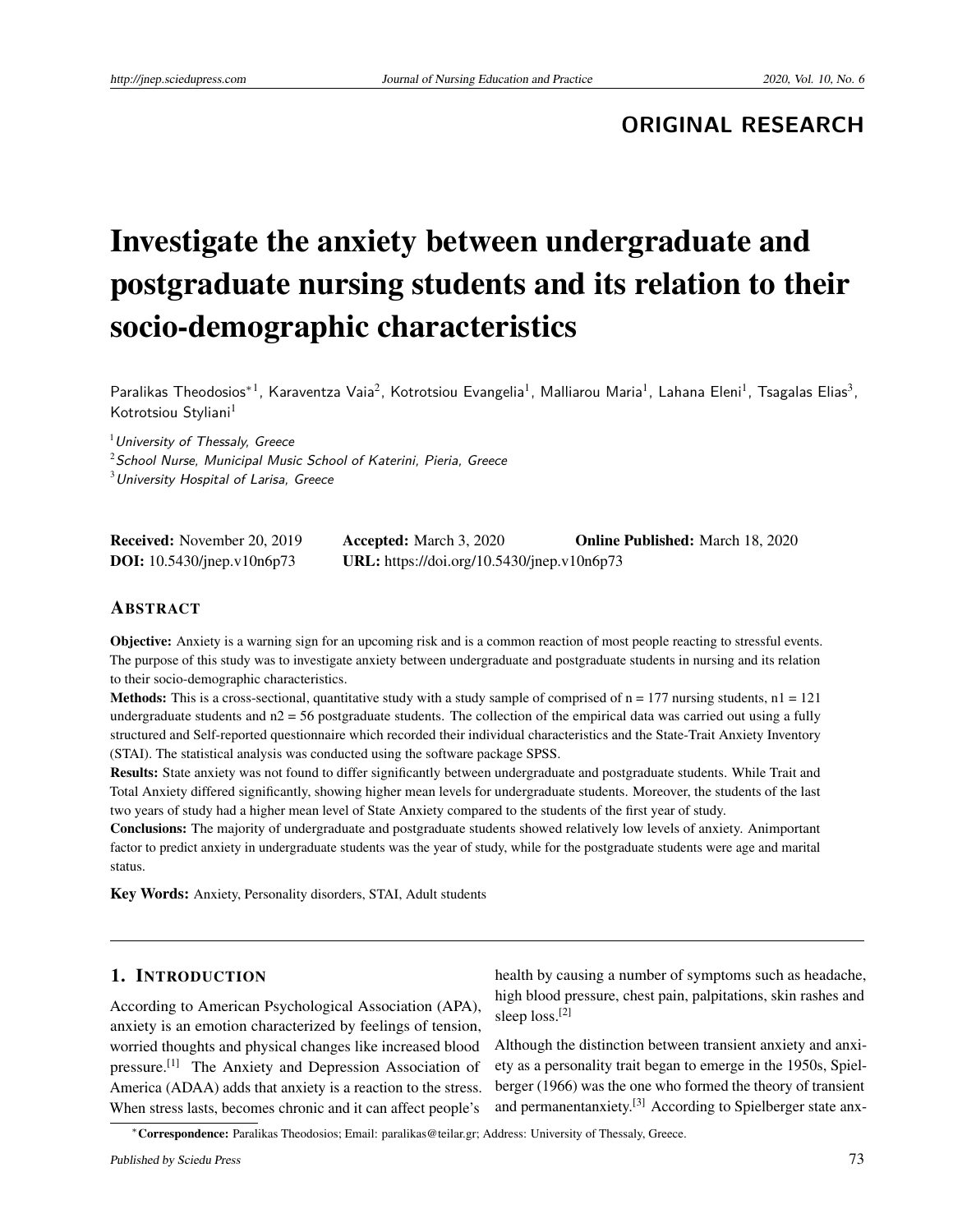## ORIGINAL RESEARCH

# Investigate the anxiety between undergraduate and postgraduate nursing students and its relation to their socio-demographic characteristics

Paralikas Theodosios*[1], Karaventza Vaia[2], Kotrotsiou Evangelia[1], Malliarou Maria[1], Lahana Eleni[1], Tsagalas Elias[3], Kotrotsiou Styliani[1]

[1] *University of Thessaly, Greece*

[2] *School Nurse, Municipal Music School of Katerini, Pieria, Greece*

[3] *University Hospital of Larisa, Greece*

**Received:** November 20, 2019 **Accepted:** March 3, 2020 **Online Published:** March 18, 2020

**DOI:** 10.5430/jnep.v10n6p73 **URL:** https://doi.org/10.5430/jnep.v10n6p73

## ABSTRACT

**Objective:** Anxiety is a warning sign for an upcoming risk and is a common reaction of most people reacting to stressful events. The purpose of this study was to investigate anxiety between undergraduate and postgraduate students in nursing and its relation to their socio-demographic characteristics.

**Methods:** This is a cross-sectional, quantitative study with a study sample of comprised of n = 177 nursing students, n1 = 121 undergraduate students and n2 = 56 postgraduate students. The collection of the empirical data was carried out using a fully structured and Self-reported questionnaire which recorded their individual characteristics and the State-Trait Anxiety Inventory (STAI). The statistical analysis was conducted using the software package SPSS.

**Results:** State anxiety was not found to differ significantly between undergraduate and postgraduate students. While Trait and Total Anxiety differed significantly, showing higher mean levels for undergraduate students. Moreover, the students of the last two years of study had a higher mean level of State Anxiety compared to the students of the first year of study.

**Conclusions:** The majority of undergraduate and postgraduate students showed relatively low levels of anxiety. Animportant factor to predict anxiety in undergraduate students was the year of study, while for the postgraduate students were age and marital status.

**Key Words:** Anxiety, Personality disorders, STAI, Adult students

## 1. INTRODUCTION

According to American Psychological Association (APA), anxiety is an emotion characterized by feelings of tension, worried thoughts and physical changes like increased blood pressure.[1] The Anxiety and Depression Association of America (ADAA) adds that anxiety is a reaction to the stress. When stress lasts, becomes chronic and it can affect people's health by causing a number of symptoms such as headache, high blood pressure, chest pain, palpitations, skin rashes and sleep loss.[2]

Although the distinction between transient anxiety and anxiety as a personality trait began to emerge in the 1950s, Spielberger (1966) was the one who formed the theory of transient and permanentanxiety.[3] According to Spielberger state anx-

*Correspondence: Paralikas Theodosios; Email: paralikas@teilar.gr; Address: University of Thessaly, Greece.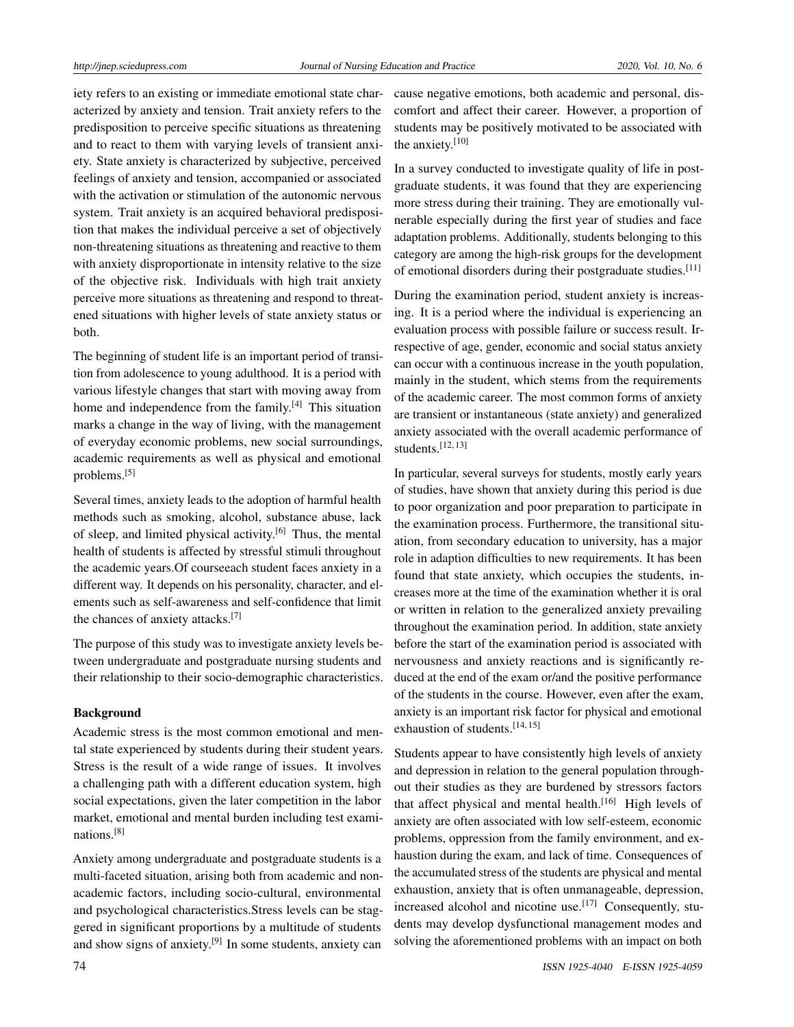iety refers to an existing or immediate emotional state characterized by anxiety and tension. Trait anxiety refers to the predisposition to perceive specific situations as threatening and to react to them with varying levels of transient anxiety. State anxiety is characterized by subjective, perceived feelings of anxiety and tension, accompanied or associated with the activation or stimulation of the autonomic nervous system. Trait anxiety is an acquired behavioral predisposition that makes the individual perceive a set of objectively non-threatening situations as threatening and reactive to them with anxiety disproportionate in intensity relative to the size of the objective risk. Individuals with high trait anxiety perceive more situations as threatening and respond to threatened situations with higher levels of state anxiety status or both.

The beginning of student life is an important period of transition from adolescence to young adulthood. It is a period with various lifestyle changes that start with moving away from home and independence from the family.[4] This situation marks a change in the way of living, with the management of everyday economic problems, new social surroundings, academic requirements as well as physical and emotional problems.[5]

Several times, anxiety leads to the adoption of harmful health methods such as smoking, alcohol, substance abuse, lack of sleep, and limited physical activity.[6] Thus, the mental health of students is affected by stressful stimuli throughout the academic years.Of courseeach student faces anxiety in a different way. It depends on his personality, character, and elements such as self-awareness and self-confidence that limit the chances of anxiety attacks.[7]

The purpose of this study was to investigate anxiety levels between undergraduate and postgraduate nursing students and their relationship to their socio-demographic characteristics.

**Background**

Academic stress is the most common emotional and mental state experienced by students during their student years. Stress is the result of a wide range of issues. It involves a challenging path with a different education system, high social expectations, given the later competition in the labor market, emotional and mental burden including test examinations.[8]

Anxiety among undergraduate and postgraduate students is a multi-faceted situation, arising both from academic and non-academic factors, including socio-cultural, environmental and psychological characteristics.Stress levels can be staggered in significant proportions by a multitude of students and show signs of anxiety.[9] In some students, anxiety can cause negative emotions, both academic and personal, discomfort and affect their career. However, a proportion of students may be positively motivated to be associated with the anxiety.[10]

In a survey conducted to investigate quality of life in postgraduate students, it was found that they are experiencing more stress during their training. They are emotionally vulnerable especially during the first year of studies and face adaptation problems. Additionally, students belonging to this category are among the high-risk groups for the development of emotional disorders during their postgraduate studies.[11]

During the examination period, student anxiety is increasing. It is a period where the individual is experiencing an evaluation process with possible failure or success result. Irrespective of age, gender, economic and social status anxiety can occur with a continuous increase in the youth population, mainly in the student, which stems from the requirements of the academic career. The most common forms of anxiety are transient or instantaneous (state anxiety) and generalized anxiety associated with the overall academic performance of students.[12,13]

In particular, several surveys for students, mostly early years of studies, have shown that anxiety during this period is due to poor organization and poor preparation to participate in the examination process. Furthermore, the transitional situation, from secondary education to university, has a major role in adaption difficulties to new requirements. It has been found that state anxiety, which occupies the students, increases more at the time of the examination whether it is oral or written in relation to the generalized anxiety prevailing throughout the examination period. In addition, state anxiety before the start of the examination period is associated with nervousness and anxiety reactions and is significantly reduced at the end of the exam or/and the positive performance of the students in the course. However, even after the exam, anxiety is an important risk factor for physical and emotional exhaustion of students.[14,15]

Students appear to have consistently high levels of anxiety and depression in relation to the general population throughout their studies as they are burdened by stressors factors that affect physical and mental health.[16] High levels of anxiety are often associated with low self-esteem, economic problems, oppression from the family environment, and exhaustion during the exam, and lack of time. Consequences of the accumulated stress of the students are physical and mental exhaustion, anxiety that is often unmanageable, depression, increased alcohol and nicotine use.[17] Consequently, students may develop dysfunctional management modes and solving the aforementioned problems with an impact on both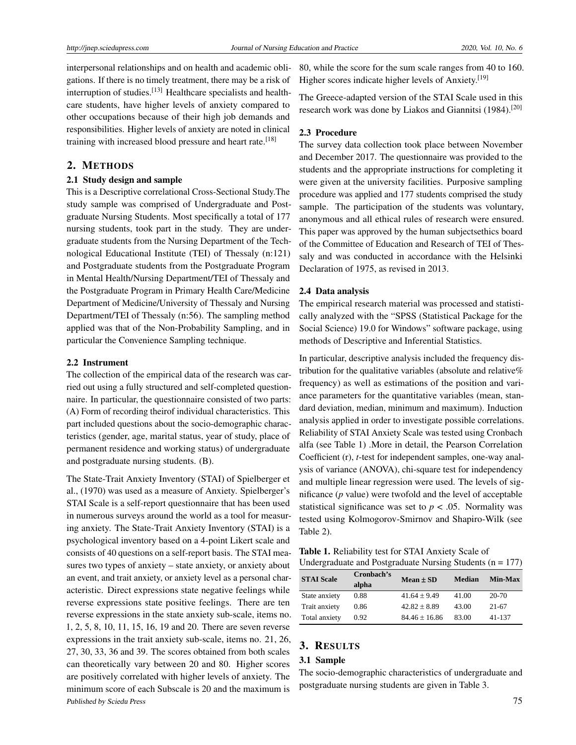interpersonal relationships and on health and academic obligations. If there is no timely treatment, there may be a risk of interruption of studies.[13] Healthcare specialists and healthcare students, have higher levels of anxiety compared to other occupations because of their high job demands and responsibilities. Higher levels of anxiety are noted in clinical training with increased blood pressure and heart rate.[18]

## 2. METHODS

### 2.1 Study design and sample

This is a Descriptive correlational Cross-Sectional Study.The study sample was comprised of Undergraduate and Postgraduate Nursing Students. Most specifically a total of 177 nursing students, took part in the study. They are undergraduate students from the Nursing Department of the Technological Educational Institute (TEI) of Thessaly (n:121) and Postgraduate students from the Postgraduate Program in Mental Health/Nursing Department/TEI of Thessaly and the Postgraduate Program in Primary Health Care/Medicine Department of Medicine/University of Thessaly and Nursing Department/TEI of Thessaly (n:56). The sampling method applied was that of the Non-Probability Sampling, and in particular the Convenience Sampling technique.

### 2.2 Instrument

The collection of the empirical data of the research was carried out using a fully structured and self-completed questionnaire. In particular, the questionnaire consisted of two parts: (A) Form of recording theirof individual characteristics. This part included questions about the socio-demographic characteristics (gender, age, marital status, year of study, place of permanent residence and working status) of undergraduate and postgraduate nursing students. (B).

The State-Trait Anxiety Inventory (STAI) of Spielberger et al., (1970) was used as a measure of Anxiety. Spielberger's STAI Scale is a self-report questionnaire that has been used in numerous surveys around the world as a tool for measuring anxiety. The State-Trait Anxiety Inventory (STAI) is a psychological inventory based on a 4-point Likert scale and consists of 40 questions on a self-report basis. The STAI measures two types of anxiety – state anxiety, or anxiety about an event, and trait anxiety, or anxiety level as a personal characteristic. Direct expressions state negative feelings while reverse expressions state positive feelings. There are ten reverse expressions in the state anxiety sub-scale, items no. 1, 2, 5, 8, 10, 11, 15, 16, 19 and 20. There are seven reverse expressions in the trait anxiety sub-scale, items no. 21, 26, 27, 30, 33, 36 and 39. The scores obtained from both scales can theoretically vary between 20 and 80. Higher scores are positively correlated with higher levels of anxiety. The minimum score of each Subscale is 20 and the maximum is 80, while the score for the sum scale ranges from 40 to 160. Higher scores indicate higher levels of Anxiety.[19]

The Greece-adapted version of the STAI Scale used in this research work was done by Liakos and Giannitsi (1984).[20]

### 2.3 Procedure

The survey data collection took place between November and December 2017. The questionnaire was provided to the students and the appropriate instructions for completing it were given at the university facilities. Purposive sampling procedure was applied and 177 students comprised the study sample. The participation of the students was voluntary, anonymous and all ethical rules of research were ensured. This paper was approved by the human subjectsethics board of the Committee of Education and Research of TEI of Thessaly and was conducted in accordance with the Helsinki Declaration of 1975, as revised in 2013.

### 2.4 Data analysis

The empirical research material was processed and statistically analyzed with the "SPSS (Statistical Package for the Social Science) 19.0 for Windows" software package, using methods of Descriptive and Inferential Statistics.

In particular, descriptive analysis included the frequency distribution for the qualitative variables (absolute and relative% frequency) as well as estimations of the position and variance parameters for the quantitative variables (mean, standard deviation, median, minimum and maximum). Induction analysis applied in order to investigate possible correlations. Reliability of STAI Anxiety Scale was tested using Cronbach alfa (see Table 1) .More in detail, the Pearson Correlation Coefficient (r), *t*-test for independent samples, one-way analysis of variance (ANOVA), chi-square test for independency and multiple linear regression were used. The levels of significance (*p* value) were twofold and the level of acceptable statistical significance was set to $p < .05$. Normality was tested using Kolmogorov-Smirnov and Shapiro-Wilk (see Table 2).

**Table 1.** Reliability test for STAI Anxiety Scale of Undergraduate and Postgraduate Nursing Students (n = 177)

| STAI Scale | Cronbach's alpha | Mean ± SD | Median | Min-Max |
|---|---|---|---|---|
| State anxiety | 0.88 | 41.64 ± 9.49 | 41.00 | 20-70 |
| Trait anxiety | 0.86 | 42.82 ± 8.89 | 43.00 | 21-67 |
| Total anxiety | 0.92 | 84.46 ± 16.86 | 83.00 | 41-137 |

## 3. RESULTS

### 3.1 Sample

The socio-demographic characteristics of undergraduate and postgraduate nursing students are given in Table 3.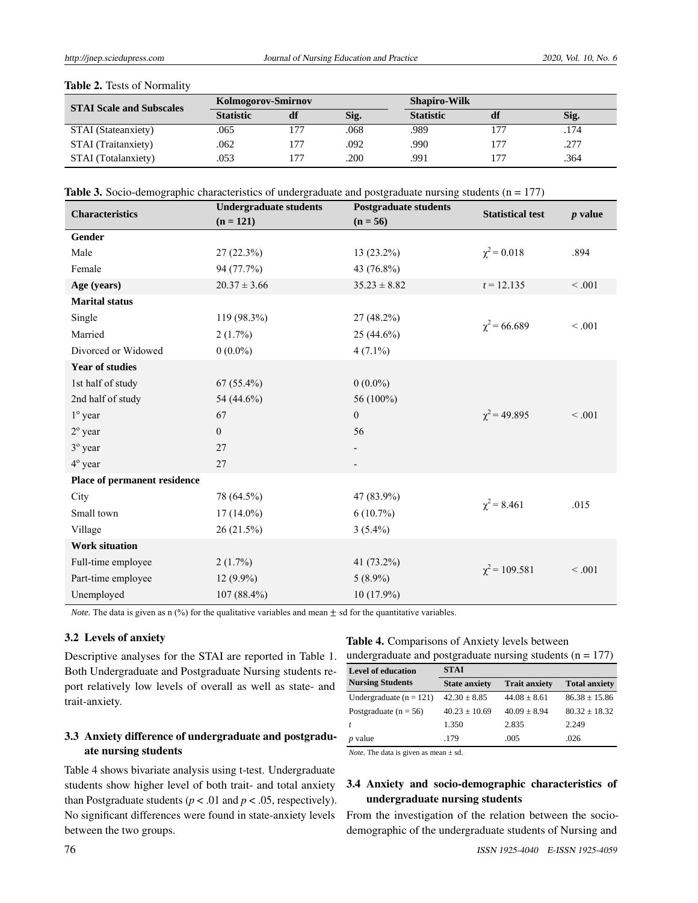**Table 2.** Tests of Normality

| STAI Scale and Subscales | Kolmogorov-Smirnov | | | Shapiro-Wilk | | |
|---|---|---|---|---|---|---|
| | Statistic | df | Sig. | Statistic | df | Sig. |
| STAI (Stateanxiety) | .065 | 177 | .068 | .989 | 177 | .174 |
| STAI (Traitanxiety) | .062 | 177 | .092 | .990 | 177 | .277 |
| STAI (Totalanxiety) | .053 | 177 | .200 | .991 | 177 | .364 |

**Table 3.** Socio-demographic characteristics of undergraduate and postgraduate nursing students (n = 177)

| Characteristics | Undergraduate students (n = 121) | Postgraduate students (n = 56) | Statistical test | *p* value |
|---|---|---|---|---|
| **Gender** | | | | |
| Male | 27 (22.3%) | 13 (23.2%) | $\chi^2 = 0.018$ | .894 |
| Female | 94 (77.7%) | 43 (76.8%) | | |
| **Age (years)** | 20.37 ± 3.66 | 35.23 ± 8.82 | $t = 12.135$ | < .001 |
| **Marital status** | | | | |
| Single | 119 (98.3%) | 27 (48.2%) | $\chi^2 = 66.689$ | < .001 |
| Married | 2 (1.7%) | 25 (44.6%) | | |
| Divorced or Widowed | 0 (0.0%) | 4 (7.1%) | | |
| **Year of studies** | | | | |
| 1st half of study | 67 (55.4%) | 0 (0.0%) | $\chi^2 = 49.895$ | < .001 |
| 2nd half of study | 54 (44.6%) | 56 (100%) | | |
| 1º year | 67 | 0 | | |
| 2º year | 0 | 56 | | |
| 3º year | 27 | - | | |
| 4º year | 27 | - | | |
| **Place of permanent residence** | | | | |
| City | 78 (64.5%) | 47 (83.9%) | $\chi^2 = 8.461$ | .015 |
| Small town | 17 (14.0%) | 6 (10.7%) | | |
| Village | 26 (21.5%) | 3 (5.4%) | | |
| **Work situation** | | | | |
| Full-time employee | 2 (1.7%) | 41 (73.2%) | $\chi^2 = 109.581$ | < .001 |
| Part-time employee | 12 (9.9%) | 5 (8.9%) | | |
| Unemployed | 107 (88.4%) | 10 (17.9%) | | |

*Note.* The data is given as n (%) for the qualitative variables and mean ± sd for the quantitative variables.

### 3.2 Levels of anxiety

Descriptive analyses for the STAI are reported in Table 1. Both Undergraduate and Postgraduate Nursing students report relatively low levels of overall as well as state- and trait-anxiety.

### 3.3 Anxiety difference of undergraduate and postgraduate nursing students

Table 4 shows bivariate analysis using t-test. Undergraduate students show higher level of both trait- and total anxiety than Postgraduate students ($p < .01$ and $p < .05$, respectively). No significant differences were found in state-anxiety levels between the two groups.

**Table 4.** Comparisons of Anxiety levels between undergraduate and postgraduate nursing students (n = 177)

| Level of education Nursing Students | STAI | | |
|---|---|---|---|
| | State anxiety | Trait anxiety | Total anxiety |
| Undergraduate (n = 121) | 42.30 ± 8.85 | 44.08 ± 8.61 | 86.38 ± 15.86 |
| Postgraduate (n = 56) | 40.23 ± 10.69 | 40.09 ± 8.94 | 80.32 ± 18.32 |
| *t* | 1.350 | 2.835 | 2.249 |
| *p* value | .179 | .005 | .026 |

*Note.* The data is given as mean ± sd.

### 3.4 Anxiety and socio-demographic characteristics of undergraduate nursing students

From the investigation of the relation between the socio-demographic of the undergraduate students of Nursing and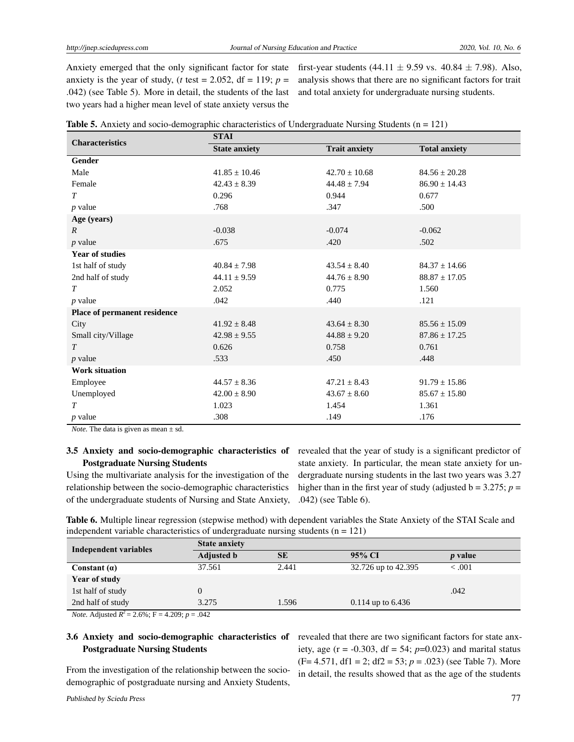Anxiety emerged that the only significant factor for state anxiety is the year of study, ($t$ test = 2.052, df = 119; $p$ = .042) (see Table 5). More in detail, the students of the last two years had a higher mean level of state anxiety versus the first-year students (44.11 $\pm$ 9.59 vs. 40.84 $\pm$ 7.98). Also, analysis shows that there are no significant factors for trait and total anxiety for undergraduate nursing students.

**Table 5.** Anxiety and socio-demographic characteristics of Undergraduate Nursing Students (n = 121)

| Characteristics | STAI | | |
|---|---|---|---|
| | **State anxiety** | **Trait anxiety** | **Total anxiety** |
| **Gender** | | | |
| Male | 41.85 ± 10.46 | 42.70 ± 10.68 | 84.56 ± 20.28 |
| Female | 42.43 ± 8.39 | 44.48 ± 7.94 | 86.90 ± 14.43 |
| $T$ | 0.296 | 0.944 | 0.677 |
| $p$ value | .768 | .347 | .500 |
| **Age (years)** | | | |
| $R$ | -0.038 | -0.074 | -0.062 |
| $p$ value | .675 | .420 | .502 |
| **Year of studies** | | | |
| 1st half of study | 40.84 ± 7.98 | 43.54 ± 8.40 | 84.37 ± 14.66 |
| 2nd half of study | 44.11 ± 9.59 | 44.76 ± 8.90 | 88.87 ± 17.05 |
| $T$ | 2.052 | 0.775 | 1.560 |
| $p$ value | .042 | .440 | .121 |
| **Place of permanent residence** | | | |
| City | 41.92 ± 8.48 | 43.64 ± 8.30 | 85.56 ± 15.09 |
| Small city/Village | 42.98 ± 9.55 | 44.88 ± 9.20 | 87.86 ± 17.25 |
| $T$ | 0.626 | 0.758 | 0.761 |
| $p$ value | .533 | .450 | .448 |
| **Work situation** | | | |
| Employee | 44.57 ± 8.36 | 47.21 ± 8.43 | 91.79 ± 15.86 |
| Unemployed | 42.00 ± 8.90 | 43.67 ± 8.60 | 85.67 ± 15.80 |
| $T$ | 1.023 | 1.454 | 1.361 |
| $p$ value | .308 | .149 | .176 |

*Note.* The data is given as mean ± sd.

### 3.5 Anxiety and socio-demographic characteristics of Postgraduate Nursing Students

Using the multivariate analysis for the investigation of the relationship between the socio-demographic characteristics of the undergraduate students of Nursing and State Anxiety, revealed that the year of study is a significant predictor of state anxiety. In particular, the mean state anxiety for undergraduate nursing students in the last two years was 3.27 higher than in the first year of study (adjusted b = 3.275; $p$ = .042) (see Table 6).

**Table 6.** Multiple linear regression (stepwise method) with dependent variables the State Anxiety of the STAI Scale and independent variable characteristics of undergraduate nursing students (n = 121)

| Independent variables | State anxiety | | | |
|---|---|---|---|---|
| | **Adjusted b** | **SE** | **95% CI** | ***p* value** |
| **Constant (α)** | 37.561 | 2.441 | 32.726 up to 42.395 | < .001 |
| **Year of study** | | | | |
| 1st half of study | 0 | | | .042 |
| 2nd half of study | 3.275 | 1.596 | 0.114 up to 6.436 | |

*Note.* Adjusted $R^2$ = 2.6%; F = 4.209; $p$ = .042

### 3.6 Anxiety and socio-demographic characteristics of Postgraduate Nursing Students

From the investigation of the relationship between the socio-demographic of postgraduate nursing and Anxiety Students, revealed that there are two significant factors for state anxiety, age (r = -0.303, df = 54; $p$=0.023) and marital status (F= 4.571, df1 = 2; df2 = 53; $p$ = .023) (see Table 7). More in detail, the results showed that as the age of the students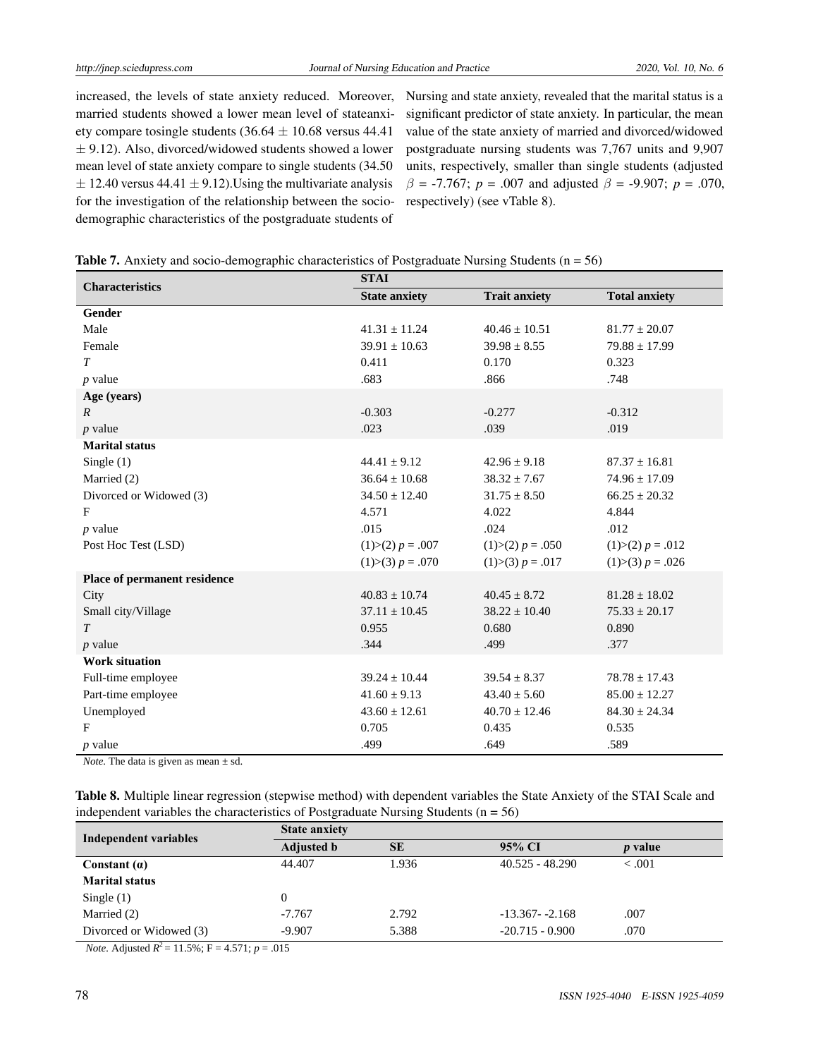increased, the levels of state anxiety reduced. Moreover, married students showed a lower mean level of stateanxiety compare tosingle students (36.64 ± 10.68 versus 44.41 ± 9.12). Also, divorced/widowed students showed a lower mean level of state anxiety compare to single students (34.50 ± 12.40 versus 44.41 ± 9.12).Using the multivariate analysis for the investigation of the relationship between the socio-demographic characteristics of the postgraduate students of Nursing and state anxiety, revealed that the marital status is a significant predictor of state anxiety. In particular, the mean value of the state anxiety of married and divorced/widowed postgraduate nursing students was 7,767 units and 9,907 units, respectively, smaller than single students (adjusted $\beta$ = -7.767; $p$ = .007 and adjusted $\beta$ = -9.907; $p$ = .070, respectively) (see vTable 8).

**Table 7.** Anxiety and socio-demographic characteristics of Postgraduate Nursing Students (n = 56)

| Characteristics | STAI | | |
|---|---|---|---|
| | **State anxiety** | **Trait anxiety** | **Total anxiety** |
| **Gender** | | | |
| Male | 41.31 ± 11.24 | 40.46 ± 10.51 | 81.77 ± 20.07 |
| Female | 39.91 ± 10.63 | 39.98 ± 8.55 | 79.88 ± 17.99 |
| *T* | 0.411 | 0.170 | 0.323 |
| *p* value | .683 | .866 | .748 |
| **Age (years)** | | | |
| *R* | -0.303 | -0.277 | -0.312 |
| *p* value | .023 | .039 | .019 |
| **Marital status** | | | |
| Single (1) | 44.41 ± 9.12 | 42.96 ± 9.18 | 87.37 ± 16.81 |
| Married (2) | 36.64 ± 10.68 | 38.32 ± 7.67 | 74.96 ± 17.09 |
| Divorced or Widowed (3) | 34.50 ± 12.40 | 31.75 ± 8.50 | 66.25 ± 20.32 |
| F | 4.571 | 4.022 | 4.844 |
| *p* value | .015 | .024 | .012 |
| Post Hoc Test (LSD) | (1)>(2) *p* = .007 | (1)>(2) *p* = .050 | (1)>(2) *p* = .012 |
| | (1)>(3) *p* = .070 | (1)>(3) *p* = .017 | (1)>(3) *p* = .026 |
| **Place of permanent residence** | | | |
| City | 40.83 ± 10.74 | 40.45 ± 8.72 | 81.28 ± 18.02 |
| Small city/Village | 37.11 ± 10.45 | 38.22 ± 10.40 | 75.33 ± 20.17 |
| *T* | 0.955 | 0.680 | 0.890 |
| *p* value | .344 | .499 | .377 |
| **Work situation** | | | |
| Full-time employee | 39.24 ± 10.44 | 39.54 ± 8.37 | 78.78 ± 17.43 |
| Part-time employee | 41.60 ± 9.13 | 43.40 ± 5.60 | 85.00 ± 12.27 |
| Unemployed | 43.60 ± 12.61 | 40.70 ± 12.46 | 84.30 ± 24.34 |
| F | 0.705 | 0.435 | 0.535 |
| *p* value | .499 | .649 | .589 |

*Note.* The data is given as mean ± sd.

**Table 8.** Multiple linear regression (stepwise method) with dependent variables the State Anxiety of the STAI Scale and independent variables the characteristics of Postgraduate Nursing Students (n = 56)

| Independent variables | State anxiety | | | |
|---|---|---|---|---|
| | **Adjusted b** | **SE** | **95% CI** | ***p* value** |
| **Constant (α)** | 44.407 | 1.936 | 40.525 - 48.290 | < .001 |
| **Marital status** | | | | |
| Single (1) | 0 | | | |
| Married (2) | -7.767 | 2.792 | -13.367- -2.168 | .007 |
| Divorced or Widowed (3) | -9.907 | 5.388 | -20.715 - 0.900 | .070 |

*Note.* Adjusted $R^2$ = 11.5%; F = 4.571; $p$ = .015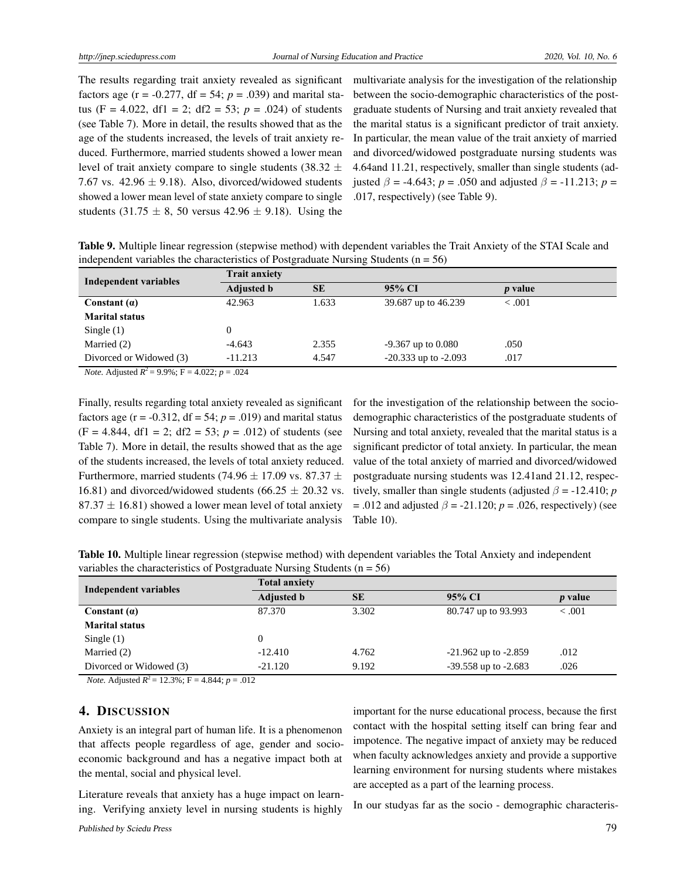The results regarding trait anxiety revealed as significant factors age (r = -0.277, df = 54; *p* = .039) and marital status (F = 4.022, df1 = 2; df2 = 53; *p* = .024) of students (see Table 7). More in detail, the results showed that as the age of the students increased, the levels of trait anxiety reduced. Furthermore, married students showed a lower mean level of trait anxiety compare to single students (38.32 ± 7.67 vs. 42.96 ± 9.18). Also, divorced/widowed students showed a lower mean level of state anxiety compare to single students (31.75 ± 8, 50 versus 42.96 ± 9.18). Using the multivariate analysis for the investigation of the relationship between the socio-demographic characteristics of the postgraduate students of Nursing and trait anxiety revealed that the marital status is a significant predictor of trait anxiety. In particular, the mean value of the trait anxiety of married and divorced/widowed postgraduate nursing students was 4.64and 11.21, respectively, smaller than single students (adjusted $\beta$ = -4.643; *p* = .050 and adjusted $\beta$ = -11.213; *p* = .017, respectively) (see Table 9).

**Table 9.** Multiple linear regression (stepwise method) with dependent variables the Trait Anxiety of the STAI Scale and independent variables the characteristics of Postgraduate Nursing Students (n = 56)

| Independent variables | Trait anxiety | | | |
|---|---|---|---|---|
| | **Adjusted b** | **SE** | **95% CI** | ***p* value** |
| **Constant (α)** | 42.963 | 1.633 | 39.687 up to 46.239 | < .001 |
| **Marital status** | | | | |
| Single (1) | 0 | | | |
| Married (2) | -4.643 | 2.355 | -9.367 up to 0.080 | .050 |
| Divorced or Widowed (3) | -11.213 | 4.547 | -20.333 up to -2.093 | .017 |

*Note.* Adjusted $R^2$ = 9.9%; F = 4.022; *p* = .024

Finally, results regarding total anxiety revealed as significant factors age (r = -0.312, df = 54; *p* = .019) and marital status (F = 4.844, df1 = 2; df2 = 53; *p* = .012) of students (see Table 7). More in detail, the results showed that as the age of the students increased, the levels of total anxiety reduced. Furthermore, married students (74.96 ± 17.09 vs. 87.37 ± 16.81) and divorced/widowed students (66.25 ± 20.32 vs. 87.37 ± 16.81) showed a lower mean level of total anxiety compare to single students. Using the multivariate analysis for the investigation of the relationship between the socio-demographic characteristics of the postgraduate students of Nursing and total anxiety, revealed that the marital status is a significant predictor of total anxiety. In particular, the mean value of the total anxiety of married and divorced/widowed postgraduate nursing students was 12.41and 21.12, respectively, smaller than single students (adjusted $\beta$ = -12.410; *p* = .012 and adjusted $\beta$ = -21.120; *p* = .026, respectively) (see Table 10).

**Table 10.** Multiple linear regression (stepwise method) with dependent variables the Total Anxiety and independent variables the characteristics of Postgraduate Nursing Students (n = 56)

| Independent variables | Total anxiety | | | |
|---|---|---|---|---|
| | **Adjusted b** | **SE** | **95% CI** | ***p* value** |
| **Constant (α)** | 87.370 | 3.302 | 80.747 up to 93.993 | < .001 |
| **Marital status** | | | | |
| Single (1) | 0 | | | |
| Married (2) | -12.410 | 4.762 | -21.962 up to -2.859 | .012 |
| Divorced or Widowed (3) | -21.120 | 9.192 | -39.558 up to -2.683 | .026 |

*Note.* Adjusted $R^2$ = 12.3%; F = 4.844; *p* = .012

## 4. DISCUSSION

Anxiety is an integral part of human life. It is a phenomenon that affects people regardless of age, gender and socio-economic background and has a negative impact both at the mental, social and physical level.

Literature reveals that anxiety has a huge impact on learning. Verifying anxiety level in nursing students is highly important for the nurse educational process, because the first contact with the hospital setting itself can bring fear and impotence. The negative impact of anxiety may be reduced when faculty acknowledges anxiety and provide a supportive learning environment for nursing students where mistakes are accepted as a part of the learning process.

In our studyas far as the socio - demographic characteris-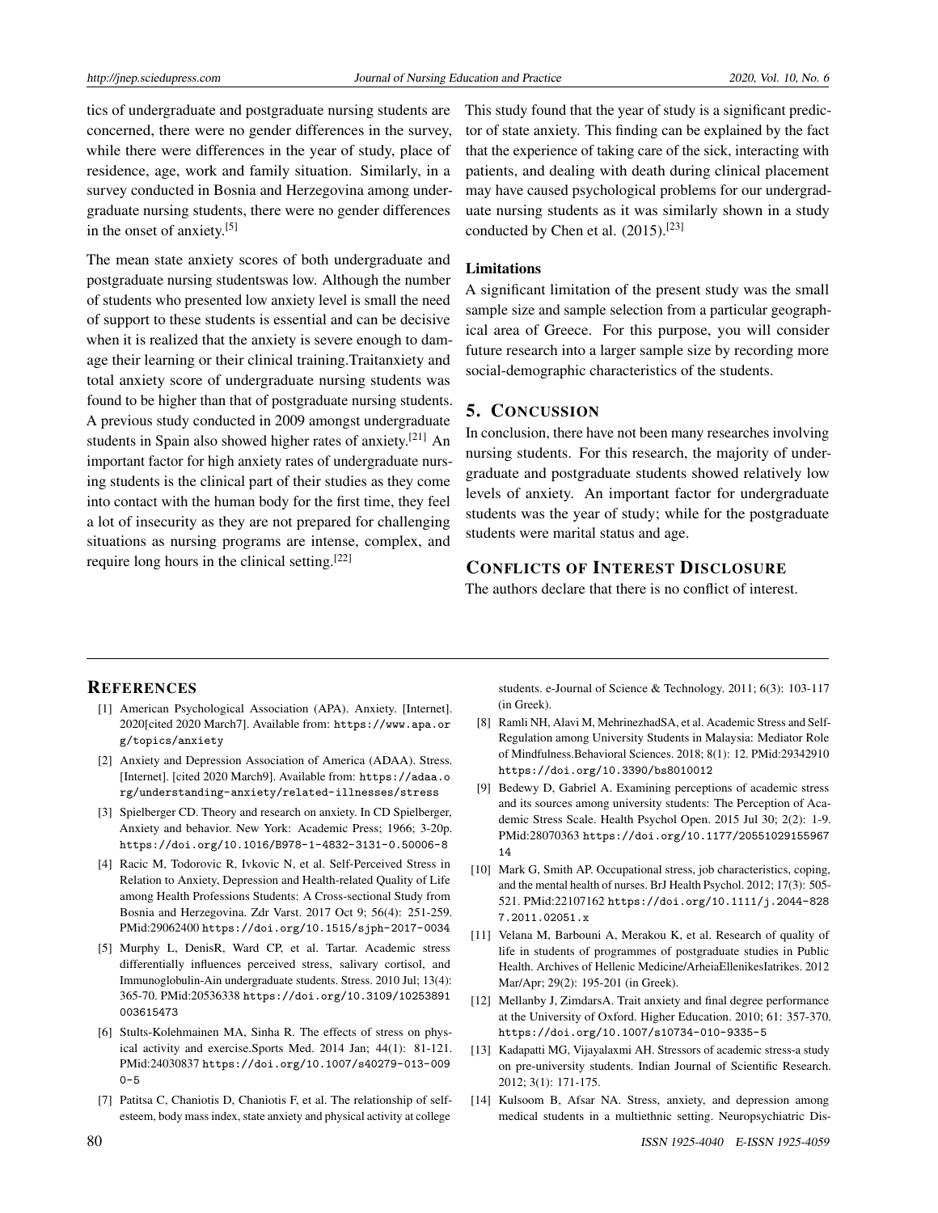tics of undergraduate and postgraduate nursing students are concerned, there were no gender differences in the survey, while there were differences in the year of study, place of residence, age, work and family situation. Similarly, in a survey conducted in Bosnia and Herzegovina among undergraduate nursing students, there were no gender differences in the onset of anxiety.[5]

The mean state anxiety scores of both undergraduate and postgraduate nursing studentswas low. Although the number of students who presented low anxiety level is small the need of support to these students is essential and can be decisive when it is realized that the anxiety is severe enough to damage their learning or their clinical training.Traitanxiety and total anxiety score of undergraduate nursing students was found to be higher than that of postgraduate nursing students. A previous study conducted in 2009 amongst undergraduate students in Spain also showed higher rates of anxiety.[21] An important factor for high anxiety rates of undergraduate nursing students is the clinical part of their studies as they come into contact with the human body for the first time, they feel a lot of insecurity as they are not prepared for challenging situations as nursing programs are intense, complex, and require long hours in the clinical setting.[22]

This study found that the year of study is a significant predictor of state anxiety. This finding can be explained by the fact that the experience of taking care of the sick, interacting with patients, and dealing with death during clinical placement may have caused psychological problems for our undergraduate nursing students as it was similarly shown in a study conducted by Chen et al. (2015).[23]

### Limitations

A significant limitation of the present study was the small sample size and sample selection from a particular geographical area of Greece. For this purpose, you will consider future research into a larger sample size by recording more social-demographic characteristics of the students.

## 5. Concussion

In conclusion, there have not been many researches involving nursing students. For this research, the majority of undergraduate and postgraduate students showed relatively low levels of anxiety. An important factor for undergraduate students was the year of study; while for the postgraduate students were marital status and age.

## Conflicts of Interest Disclosure

The authors declare that there is no conflict of interest.

## References

[1] American Psychological Association (APA). Anxiety. [Internet]. 2020[cited 2020 March7]. Available from: https://www.apa.org/topics/anxiety

[2] Anxiety and Depression Association of America (ADAA). Stress. [Internet]. [cited 2020 March9]. Available from: https://adaa.org/understanding-anxiety/related-illnesses/stress

[3] Spielberger CD. Theory and research on anxiety. In CD Spielberger, Anxiety and behavior. New York: Academic Press; 1966; 3-20p. https://doi.org/10.1016/B978-1-4832-3131-0.50006-8

[4] Racic M, Todorovic R, Ivkovic N, et al. Self-Perceived Stress in Relation to Anxiety, Depression and Health-related Quality of Life among Health Professions Students: A Cross-sectional Study from Bosnia and Herzegovina. Zdr Varst. 2017 Oct 9; 56(4): 251-259. PMid:29062400 https://doi.org/10.1515/sjph-2017-0034

[5] Murphy L, DenisR, Ward CP, et al. Tartar. Academic stress differentially influences perceived stress, salivary cortisol, and Immunoglobulin-Ain undergraduate students. Stress. 2010 Jul; 13(4): 365-70. PMid:20536338 https://doi.org/10.3109/10253891003615473

[6] Stults-Kolehmainen MA, Sinha R. The effects of stress on physical activity and exercise.Sports Med. 2014 Jan; 44(1): 81-121. PMid:24030837 https://doi.org/10.1007/s40279-013-0090-5

[7] Patitsa C, Chaniotis D, Chaniotis F, et al. The relationship of self-esteem, body mass index, state anxiety and physical activity at college students. e-Journal of Science & Technology. 2011; 6(3): 103-117 (in Greek).

[8] Ramli NH, Alavi M, MehrinezhadSA, et al. Academic Stress and Self-Regulation among University Students in Malaysia: Mediator Role of Mindfulness.Behavioral Sciences. 2018; 8(1): 12. PMid:29342910 https://doi.org/10.3390/bs8010012

[9] Bedewy D, Gabriel A. Examining perceptions of academic stress and its sources among university students: The Perception of Academic Stress Scale. Health Psychol Open. 2015 Jul 30; 2(2): 1-9. PMid:28070363 https://doi.org/10.1177/2055102915596714

[10] Mark G, Smith AP. Occupational stress, job characteristics, coping, and the mental health of nurses. BrJ Health Psychol. 2012; 17(3): 505-521. PMid:22107162 https://doi.org/10.1111/j.2044-8287.2011.02051.x

[11] Velana M, Barbouni A, Merakou K, et al. Research of quality of life in students of programmes of postgraduate studies in Public Health. Archives of Hellenic Medicine/ArheiaEllenikesIatrikes. 2012 Mar/Apr; 29(2): 195-201 (in Greek).

[12] Mellanby J, ZimdarsA. Trait anxiety and final degree performance at the University of Oxford. Higher Education. 2010; 61: 357-370. https://doi.org/10.1007/s10734-010-9335-5

[13] Kadapatti MG, Vijayalaxmi AH. Stressors of academic stress-a study on pre-university students. Indian Journal of Scientific Research. 2012; 3(1): 171-175.

[14] Kulsoom B, Afsar NA. Stress, anxiety, and depression among medical students in a multiethnic setting. Neuropsychiatric Dis-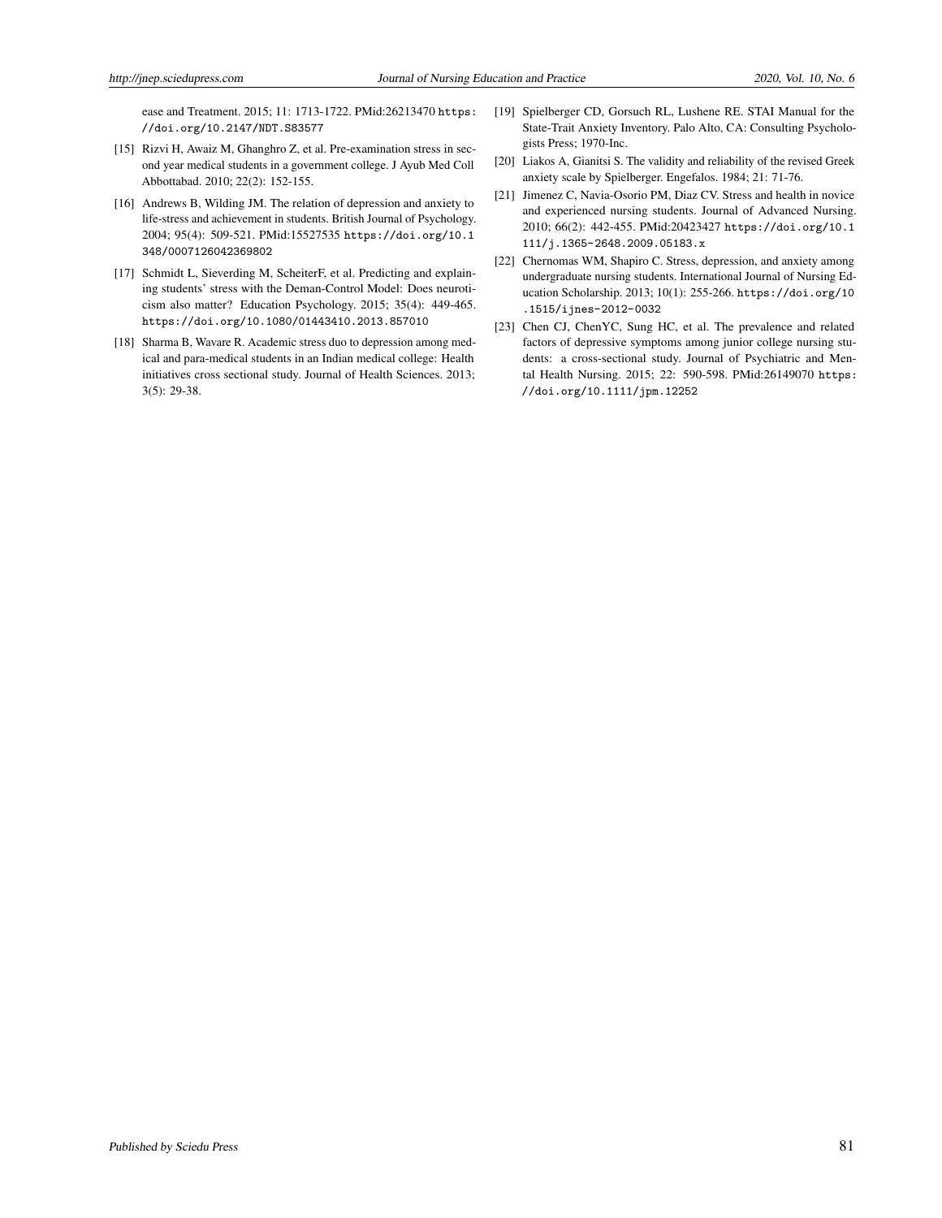ease and Treatment. 2015; 11: 1713-1722. PMid:26213470 https://doi.org/10.2147/NDT.S83577

[15] Rizvi H, Awaiz M, Ghanghro Z, et al. Pre-examination stress in second year medical students in a government college. J Ayub Med Coll Abbottabad. 2010; 22(2): 152-155.

[16] Andrews B, Wilding JM. The relation of depression and anxiety to life-stress and achievement in students. British Journal of Psychology. 2004; 95(4): 509-521. PMid:15527535 https://doi.org/10.1348/0007126042369802

[17] Schmidt L, Sieverding M, ScheiterF, et al. Predicting and explaining students' stress with the Deman-Control Model: Does neuroticism also matter? Education Psychology. 2015; 35(4): 449-465. https://doi.org/10.1080/01443410.2013.857010

[18] Sharma B, Wavare R. Academic stress duo to depression among medical and para-medical students in an Indian medical college: Health initiatives cross sectional study. Journal of Health Sciences. 2013; 3(5): 29-38.

[19] Spielberger CD, Gorsuch RL, Lushene RE. STAI Manual for the State-Trait Anxiety Inventory. Palo Alto, CA: Consulting Psychologists Press; 1970-Inc.

[20] Liakos A, Gianitsi S. The validity and reliability of the revised Greek anxiety scale by Spielberger. Engefalos. 1984; 21: 71-76.

[21] Jimenez C, Navia-Osorio PM, Diaz CV. Stress and health in novice and experienced nursing students. Journal of Advanced Nursing. 2010; 66(2): 442-455. PMid:20423427 https://doi.org/10.1111/j.1365-2648.2009.05183.x

[22] Chernomas WM, Shapiro C. Stress, depression, and anxiety among undergraduate nursing students. International Journal of Nursing Education Scholarship. 2013; 10(1): 255-266. https://doi.org/10.1515/ijnes-2012-0032

[23] Chen CJ, ChenYC, Sung HC, et al. The prevalence and related factors of depressive symptoms among junior college nursing students: a cross-sectional study. Journal of Psychiatric and Mental Health Nursing. 2015; 22: 590-598. PMid:26149070 https://doi.org/10.1111/jpm.12252